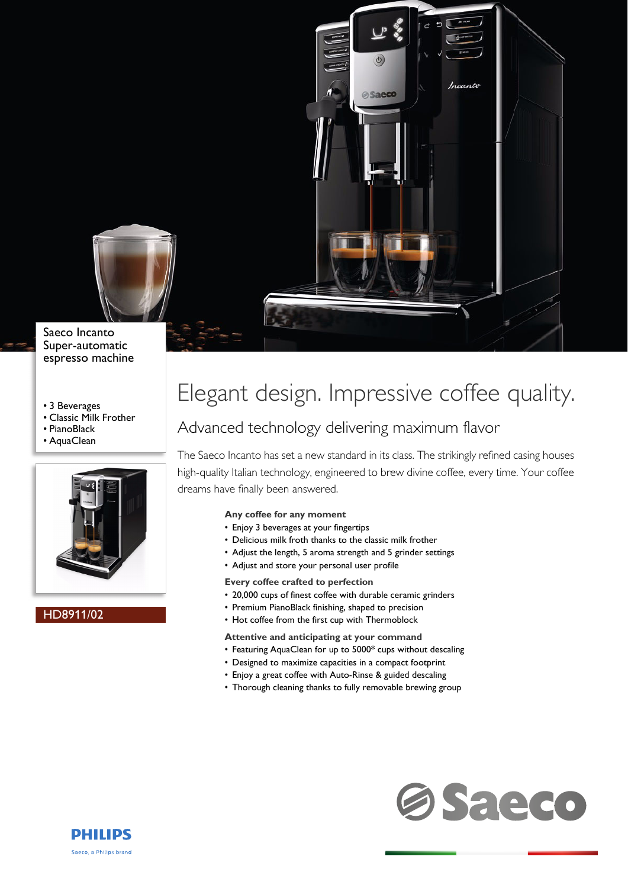Saeco Incanto Super-automatic espresso machine

- 3 Beverages
- Classic Milk Frother
- PianoBlack
- AquaClean

HD8911/02

# Elegant design. Impressive coffee quality.

## Advanced technology delivering maximum flavor

The Saeco Incanto has set a new standard in its class. The strikingly refined casing houses high-quality Italian technology, engineered to brew divine coffee, every time. Your coffee dreams have finally been answered.

**Any coffee for any moment**
- Enjoy 3 beverages at your fingertips
- Delicious milk froth thanks to the classic milk frother
- Adjust the length, 5 aroma strength and 5 grinder settings
- Adjust and store your personal user profile

**Every coffee crafted to perfection**
- 20,000 cups of finest coffee with durable ceramic grinders
- Premium PianoBlack finishing, shaped to precision
- Hot coffee from the first cup with Thermoblock

**Attentive and anticipating at your command**
- Featuring AquaClean for up to 5000* cups without descaling
- Designed to maximize capacities in a compact footprint
- Enjoy a great coffee with Auto-Rinse & guided descaling
- Thorough cleaning thanks to fully removable brewing group

Saeco

PHILIPS

Saeco, a Philips brand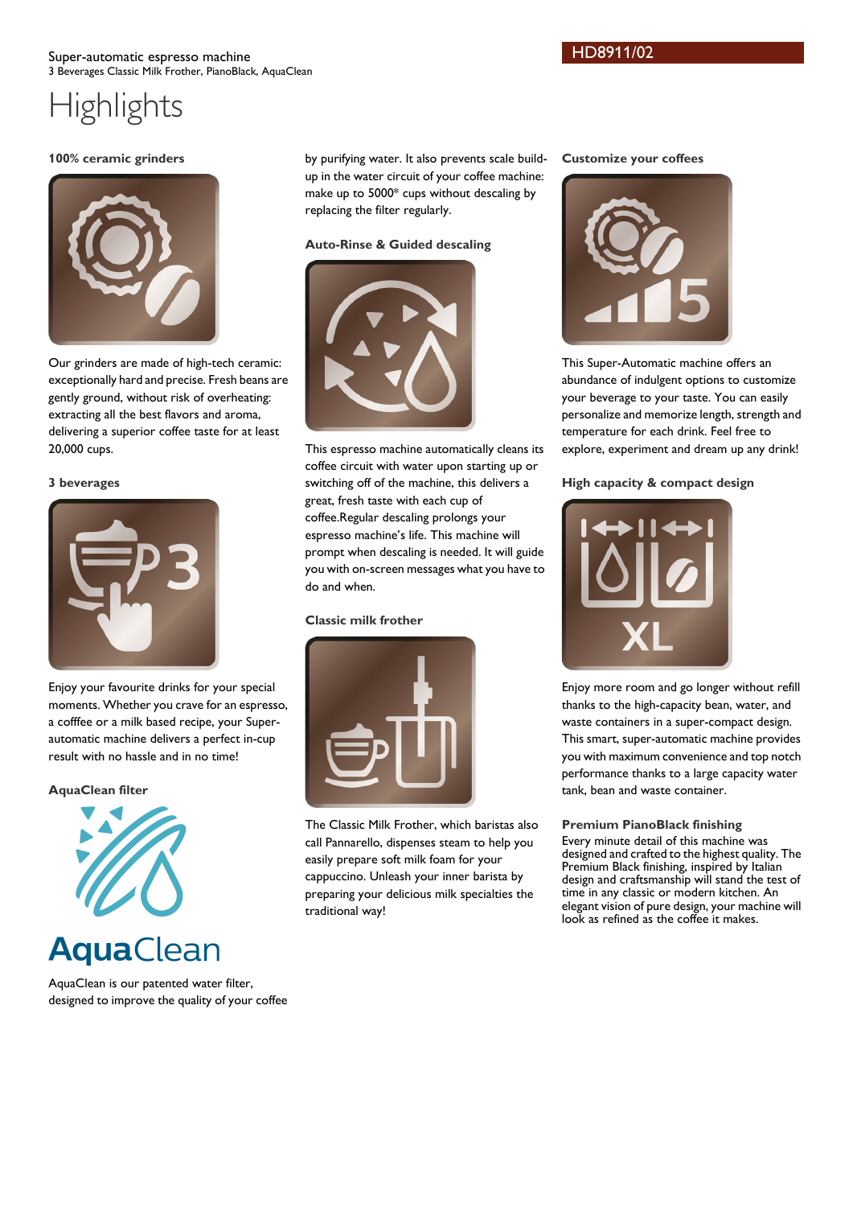Super-automatic espresso machine
3 Beverages Classic Milk Frother, PianoBlack, AquaClean

HD8911/02

# Highlights

### 100% ceramic grinders

Our grinders are made of high-tech ceramic: exceptionally hard and precise. Fresh beans are gently ground, without risk of overheating: extracting all the best flavors and aroma, delivering a superior coffee taste for at least 20,000 cups.

### 3 beverages

Enjoy your favourite drinks for your special moments. Whether you crave for an espresso, a cofffee or a milk based recipe, your Super-automatic machine delivers a perfect in-cup result with no hassle and in no time!

### AquaClean filter

AquaClean

AquaClean is our patented water filter, designed to improve the quality of your coffee by purifying water. It also prevents scale build-up in the water circuit of your coffee machine: make up to 5000* cups without descaling by replacing the filter regularly.

### Auto-Rinse & Guided descaling

This espresso machine automatically cleans its coffee circuit with water upon starting up or switching off of the machine, this delivers a great, fresh taste with each cup of coffee.Regular descaling prolongs your espresso machine's life. This machine will prompt when descaling is needed. It will guide you with on-screen messages what you have to do and when.

### Classic milk frother

The Classic Milk Frother, which baristas also call Pannarello, dispenses steam to help you easily prepare soft milk foam for your cappuccino. Unleash your inner barista by preparing your delicious milk specialties the traditional way!

### Customize your coffees

This Super-Automatic machine offers an abundance of indulgent options to customize your beverage to your taste. You can easily personalize and memorize length, strength and temperature for each drink. Feel free to explore, experiment and dream up any drink!

### High capacity & compact design

Enjoy more room and go longer without refill thanks to the high-capacity bean, water, and waste containers in a super-compact design. This smart, super-automatic machine provides you with maximum convenience and top notch performance thanks to a large capacity water tank, bean and waste container.

### Premium PianoBlack finishing

Every minute detail of this machine was designed and crafted to the highest quality. The Premium Black finishing, inspired by Italian design and craftsmanship will stand the test of time in any classic or modern kitchen. An elegant vision of pure design, your machine will look as refined as the coffee it makes.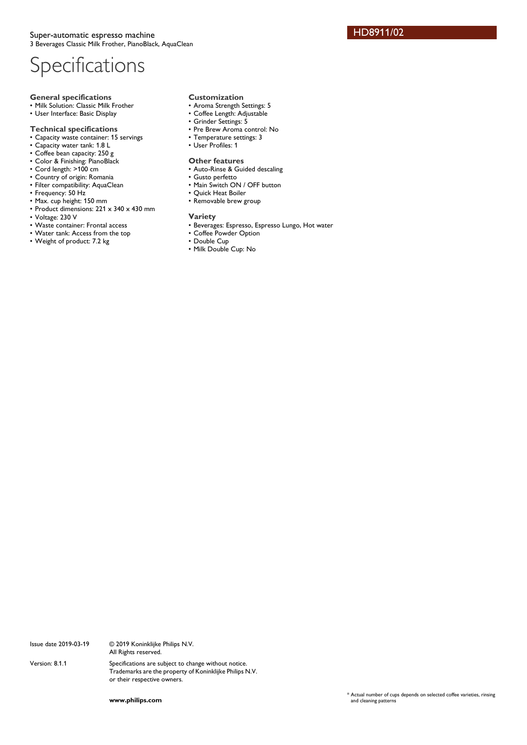Super-automatic espresso machine
3 Beverages Classic Milk Frother, PianoBlack, AquaClean

HD8911/02

# Specifications

### General specifications

- Milk Solution: Classic Milk Frother
- User Interface: Basic Display

### Technical specifications

- Capacity waste container: 15 servings
- Capacity water tank: 1.8 L
- Coffee bean capacity: 250 g
- Color & Finishing: PianoBlack
- Cord length: >100 cm
- Country of origin: Romania
- Filter compatibility: AquaClean
- Frequency: 50 Hz
- Max. cup height: 150 mm
- Product dimensions: 221 x 340 x 430 mm
- Voltage: 230 V
- Waste container: Frontal access
- Water tank: Access from the top
- Weight of product: 7.2 kg

### Customization

- Aroma Strength Settings: 5
- Coffee Length: Adjustable
- Grinder Settings: 5
- Pre Brew Aroma control: No
- Temperature settings: 3
- User Profiles: 1

### Other features

- Auto-Rinse & Guided descaling
- Gusto perfetto
- Main Switch ON / OFF button
- Quick Heat Boiler
- Removable brew group

### Variety

- Beverages: Espresso, Espresso Lungo, Hot water
- Coffee Powder Option
- Double Cup
- Milk Double Cup: No

Issue date 2019-03-19

Version: 8.1.1

© 2019 Koninklijke Philips N.V.
All Rights reserved.

Specifications are subject to change without notice.
Trademarks are the property of Koninklijke Philips N.V.
or their respective owners.

**www.philips.com**

* Actual number of cups depends on selected coffee varieties, rinsing and cleaning patterns